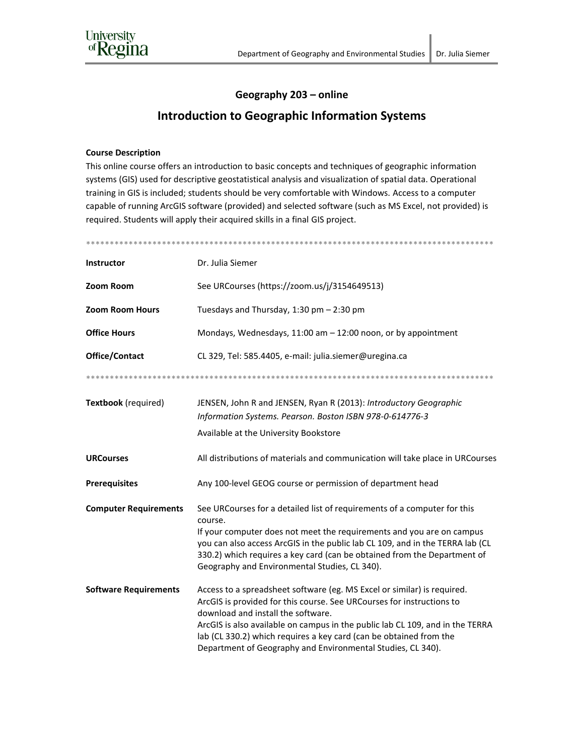# Geography 203 – online

## Introduction to Geographic Information Systems

**Course Description**

This online course offers an introduction to basic concepts and techniques of geographic information systems (GIS) used for descriptive geostatistical analysis and visualization of spatial data. Operational training in GIS is included; students should be very comfortable with Windows. Access to a computer capable of running ArcGIS software (provided) and selected software (such as MS Excel, not provided) is required. Students will apply their acquired skills in a final GIS project.

******************************************************************************************

| | |
|---|---|
| **Instructor** | Dr. Julia Siemer |
| **Zoom Room** | See URCourses (https://zoom.us/j/3154649513) |
| **Zoom Room Hours** | Tuesdays and Thursday, 1:30 pm – 2:30 pm |
| **Office Hours** | Mondays, Wednesdays, 11:00 am – 12:00 noon, or by appointment |
| **Office/Contact** | CL 329, Tel: 585.4405, e-mail: julia.siemer@uregina.ca |

******************************************************************************************

| | |
|---|---|
| **Textbook** (required) | JENSEN, John R and JENSEN, Ryan R (2013): *Introductory Geographic Information Systems. Pearson. Boston ISBN 978-0-614776-3*<br>Available at the University Bookstore |
| **URCourses** | All distributions of materials and communication will take place in URCourses |
| **Prerequisites** | Any 100-level GEOG course or permission of department head |
| **Computer Requirements** | See URCourses for a detailed list of requirements of a computer for this course.<br>If your computer does not meet the requirements and you are on campus you can also access ArcGIS in the public lab CL 109, and in the TERRA lab (CL 330.2) which requires a key card (can be obtained from the Department of Geography and Environmental Studies, CL 340). |
| **Software Requirements** | Access to a spreadsheet software (eg. MS Excel or similar) is required.<br>ArcGIS is provided for this course. See URCourses for instructions to download and install the software.<br>ArcGIS is also available on campus in the public lab CL 109, and in the TERRA lab (CL 330.2) which requires a key card (can be obtained from the Department of Geography and Environmental Studies, CL 340). |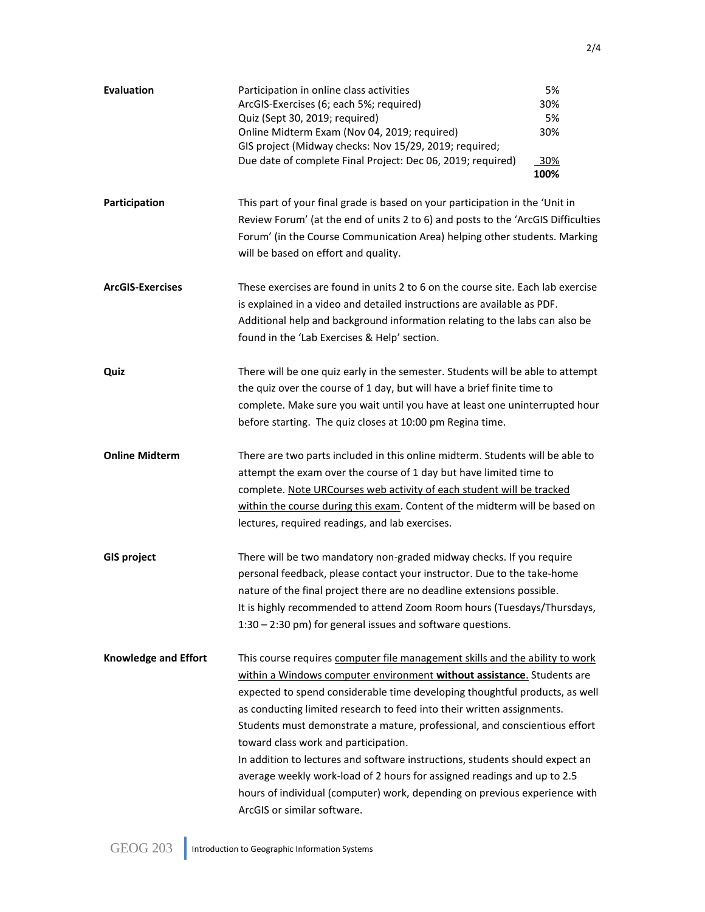**Evaluation**

| Component | Weight |
|---|---|
| Participation in online class activities | 5% |
| ArcGIS-Exercises (6; each 5%; required) | 30% |
| Quiz (Sept 30, 2019; required) | 5% |
| Online Midterm Exam (Nov 04, 2019; required) | 30% |
| GIS project (Midway checks: Nov 15/29, 2019; required; Due date of complete Final Project: Dec 06, 2019; required) | 30% |
| | **100%** |

**Participation**

This part of your final grade is based on your participation in the 'Unit in Review Forum' (at the end of units 2 to 6) and posts to the 'ArcGIS Difficulties Forum' (in the Course Communication Area) helping other students. Marking will be based on effort and quality.

**ArcGIS-Exercises**

These exercises are found in units 2 to 6 on the course site. Each lab exercise is explained in a video and detailed instructions are available as PDF. Additional help and background information relating to the labs can also be found in the 'Lab Exercises & Help' section.

**Quiz**

There will be one quiz early in the semester. Students will be able to attempt the quiz over the course of 1 day, but will have a brief finite time to complete. Make sure you wait until you have at least one uninterrupted hour before starting. The quiz closes at 10:00 pm Regina time.

**Online Midterm**

There are two parts included in this online midterm. Students will be able to attempt the exam over the course of 1 day but have limited time to complete. Note URCourses web activity of each student will be tracked within the course during this exam. Content of the midterm will be based on lectures, required readings, and lab exercises.

**GIS project**

There will be two mandatory non-graded midway checks. If you require personal feedback, please contact your instructor. Due to the take-home nature of the final project there are no deadline extensions possible. It is highly recommended to attend Zoom Room hours (Tuesdays/Thursdays, 1:30 – 2:30 pm) for general issues and software questions.

**Knowledge and Effort**

This course requires computer file management skills and the ability to work within a Windows computer environment **without assistance**. Students are expected to spend considerable time developing thoughtful products, as well as conducting limited research to feed into their written assignments. Students must demonstrate a mature, professional, and conscientious effort toward class work and participation.

In addition to lectures and software instructions, students should expect an average weekly work-load of 2 hours for assigned readings and up to 2.5 hours of individual (computer) work, depending on previous experience with ArcGIS or similar software.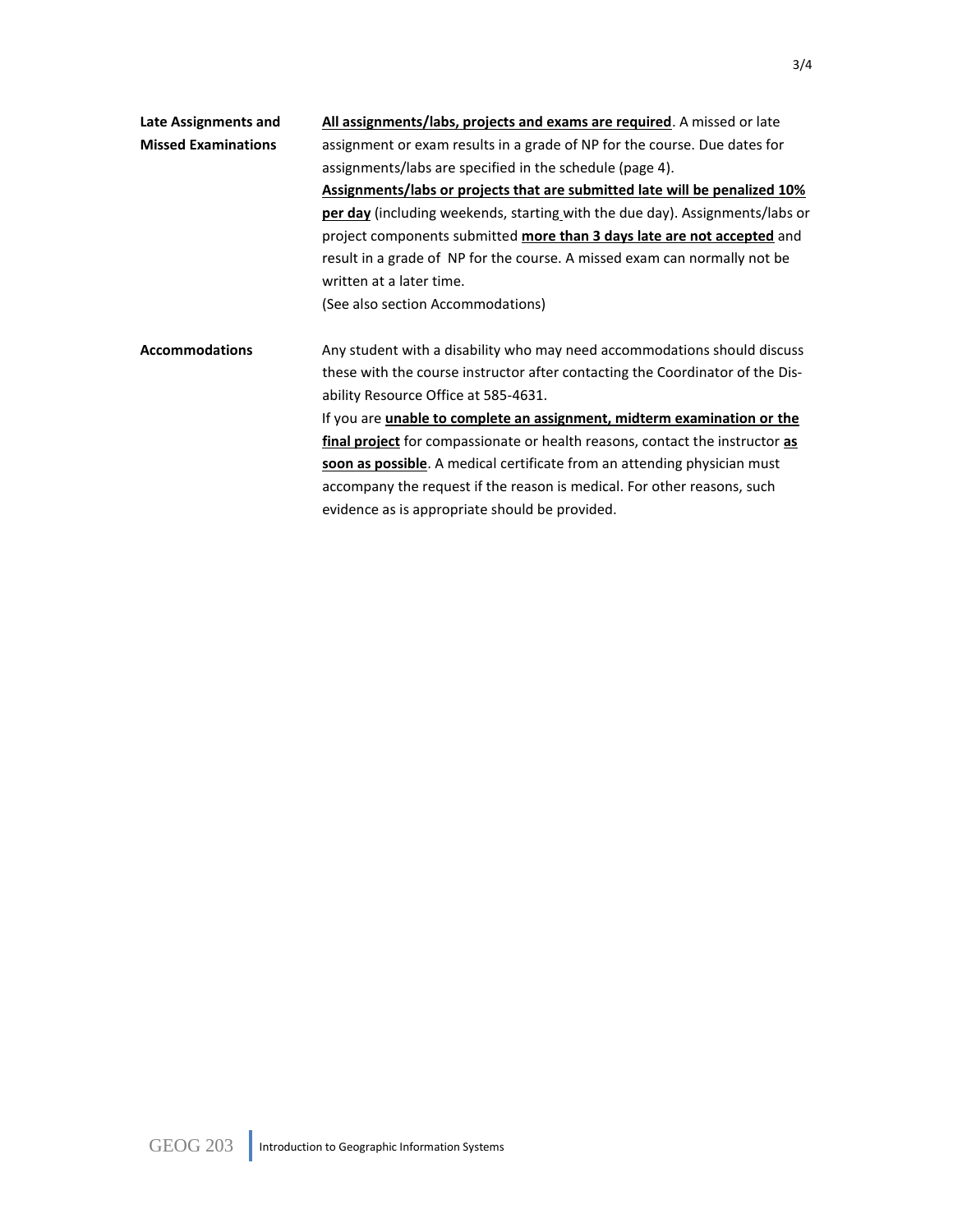**Late Assignments and Missed Examinations**

**All assignments/labs, projects and exams are required**. A missed or late assignment or exam results in a grade of NP for the course. Due dates for assignments/labs are specified in the schedule (page 4).

**Assignments/labs or projects that are submitted late will be penalized 10% per day** (including weekends, starting with the due day). Assignments/labs or project components submitted **more than 3 days late are not accepted** and result in a grade of NP for the course. A missed exam can normally not be written at a later time.

(See also section Accommodations)

**Accommodations**

Any student with a disability who may need accommodations should discuss these with the course instructor after contacting the Coordinator of the Disability Resource Office at 585-4631.

If you are **unable to complete an assignment, midterm examination or the final project** for compassionate or health reasons, contact the instructor **as soon as possible**. A medical certificate from an attending physician must accompany the request if the reason is medical. For other reasons, such evidence as is appropriate should be provided.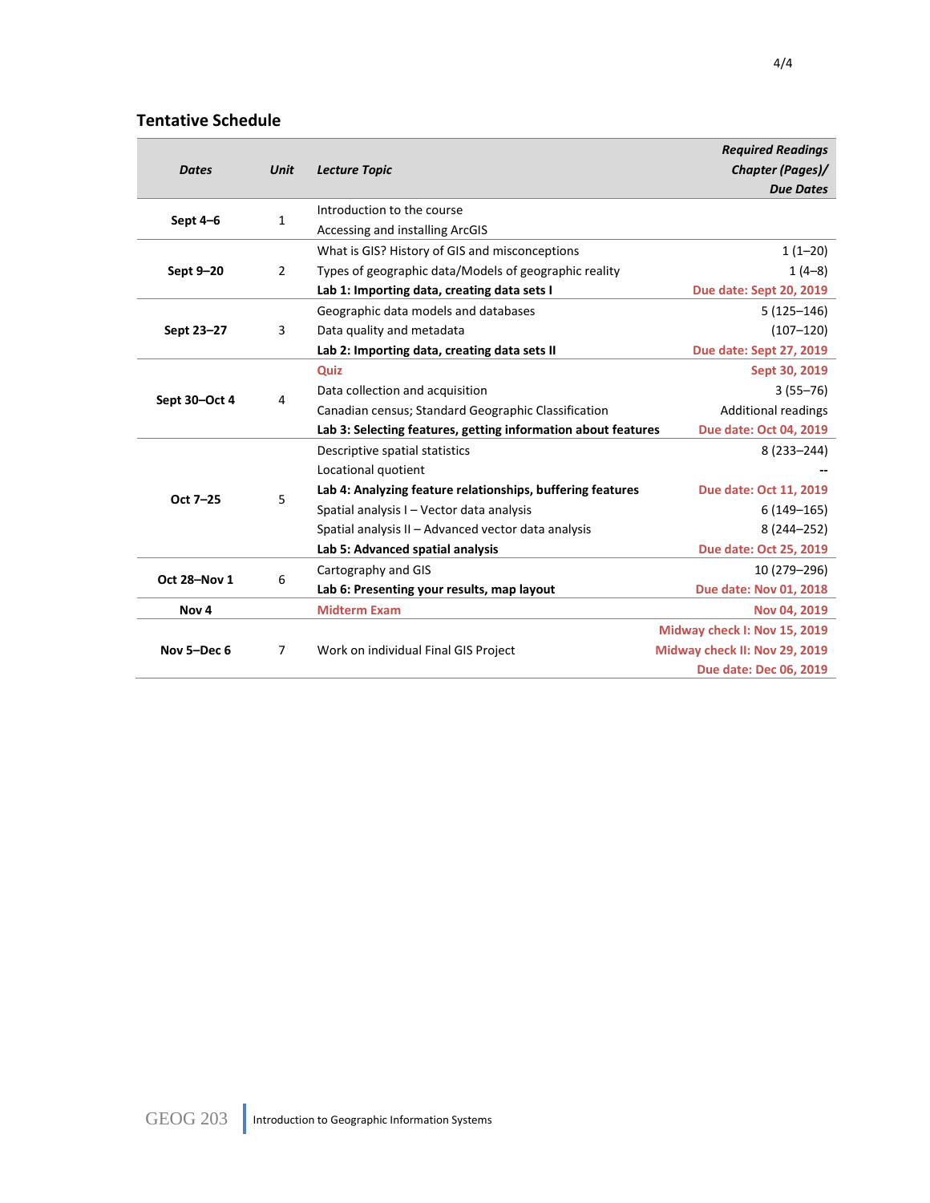## Tentative Schedule

| *Dates* | *Unit* | *Lecture Topic* | *Required Readings Chapter (Pages)/ Due Dates* |
|---|---|---|---|
| **Sept 4–6** | 1 | Introduction to the course | |
| | | Accessing and installing ArcGIS | |
| **Sept 9–20** | 2 | What is GIS? History of GIS and misconceptions | 1 (1–20) |
| | | Types of geographic data/Models of geographic reality | 1 (4–8) |
| | | **Lab 1: Importing data, creating data sets I** | **Due date: Sept 20, 2019** |
| **Sept 23–27** | 3 | Geographic data models and databases | 5 (125–146) |
| | | Data quality and metadata | (107–120) |
| | | **Lab 2: Importing data, creating data sets II** | **Due date: Sept 27, 2019** |
| **Sept 30–Oct 4** | 4 | **Quiz** | **Sept 30, 2019** |
| | | Data collection and acquisition | 3 (55–76) |
| | | Canadian census; Standard Geographic Classification | Additional readings |
| | | **Lab 3: Selecting features, getting information about features** | **Due date: Oct 04, 2019** |
| **Oct 7–25** | 5 | Descriptive spatial statistics | 8 (233–244) |
| | | Locational quotient | -- |
| | | **Lab 4: Analyzing feature relationships, buffering features** | **Due date: Oct 11, 2019** |
| | | Spatial analysis I – Vector data analysis | 6 (149–165) |
| | | Spatial analysis II – Advanced vector data analysis | 8 (244–252) |
| | | **Lab 5: Advanced spatial analysis** | **Due date: Oct 25, 2019** |
| **Oct 28–Nov 1** | 6 | Cartography and GIS | 10 (279–296) |
| | | **Lab 6: Presenting your results, map layout** | **Due date: Nov 01, 2018** |
| **Nov 4** | | **Midterm Exam** | **Nov 04, 2019** |
| **Nov 5–Dec 6** | 7 | Work on individual Final GIS Project | **Midway check I: Nov 15, 2019** |
| | | | **Midway check II: Nov 29, 2019** |
| | | | **Due date: Dec 06, 2019** |